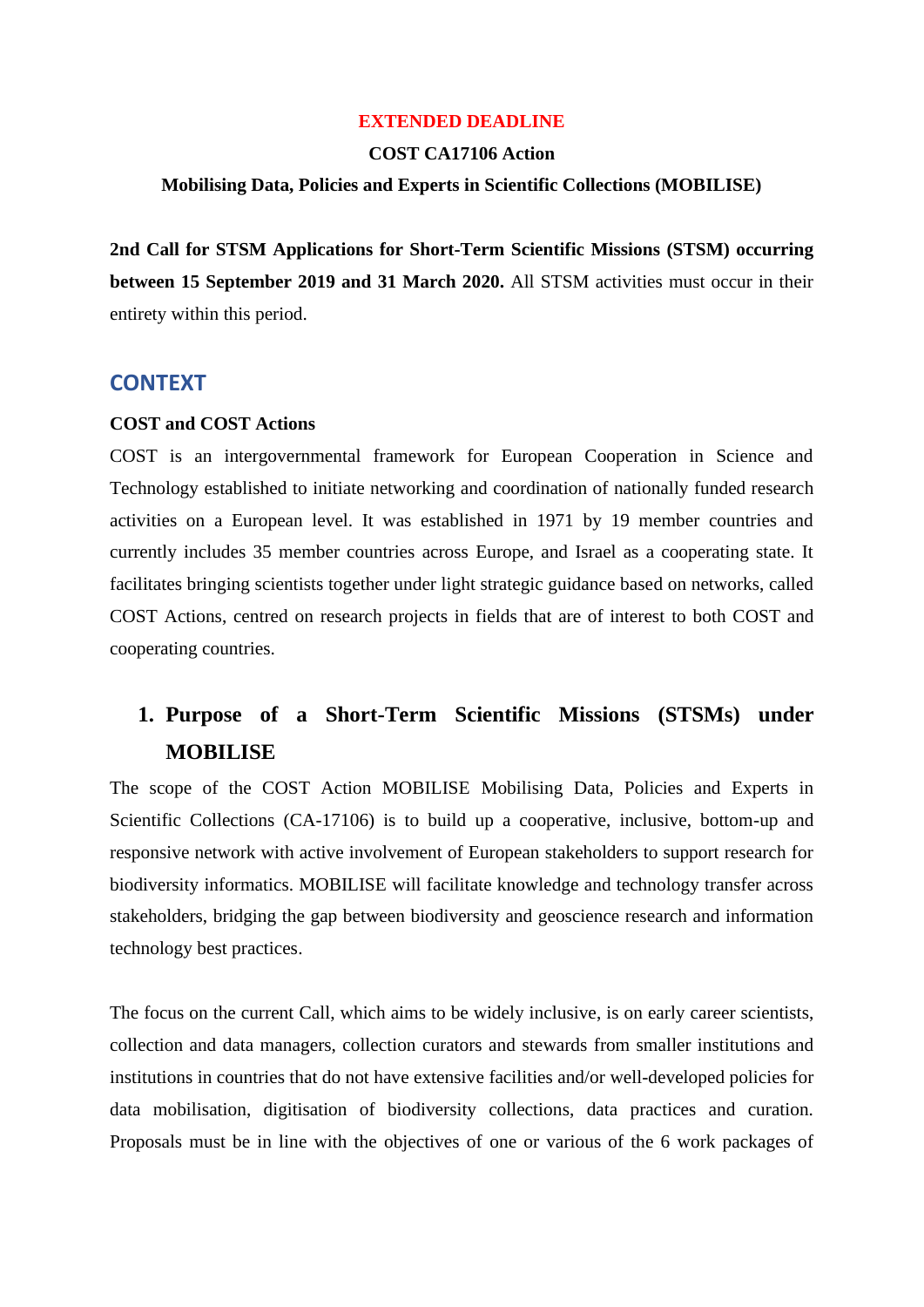**EXTENDED DEADLINE**

**COST CA17106 Action**

**Mobilising Data, Policies and Experts in Scientific Collections (MOBILISE)**

**2nd Call for STSM Applications for Short-Term Scientific Missions (STSM) occurring between 15 September 2019 and 31 March 2020.** All STSM activities must occur in their entirety within this period.

## CONTEXT

**COST and COST Actions**

COST is an intergovernmental framework for European Cooperation in Science and Technology established to initiate networking and coordination of nationally funded research activities on a European level. It was established in 1971 by 19 member countries and currently includes 35 member countries across Europe, and Israel as a cooperating state. It facilitates bringing scientists together under light strategic guidance based on networks, called COST Actions, centred on research projects in fields that are of interest to both COST and cooperating countries.

## 1. Purpose of a Short-Term Scientific Missions (STSMs) under MOBILISE

The scope of the COST Action MOBILISE Mobilising Data, Policies and Experts in Scientific Collections (CA-17106) is to build up a cooperative, inclusive, bottom-up and responsive network with active involvement of European stakeholders to support research for biodiversity informatics. MOBILISE will facilitate knowledge and technology transfer across stakeholders, bridging the gap between biodiversity and geoscience research and information technology best practices.

The focus on the current Call, which aims to be widely inclusive, is on early career scientists, collection and data managers, collection curators and stewards from smaller institutions and institutions in countries that do not have extensive facilities and/or well-developed policies for data mobilisation, digitisation of biodiversity collections, data practices and curation. Proposals must be in line with the objectives of one or various of the 6 work packages of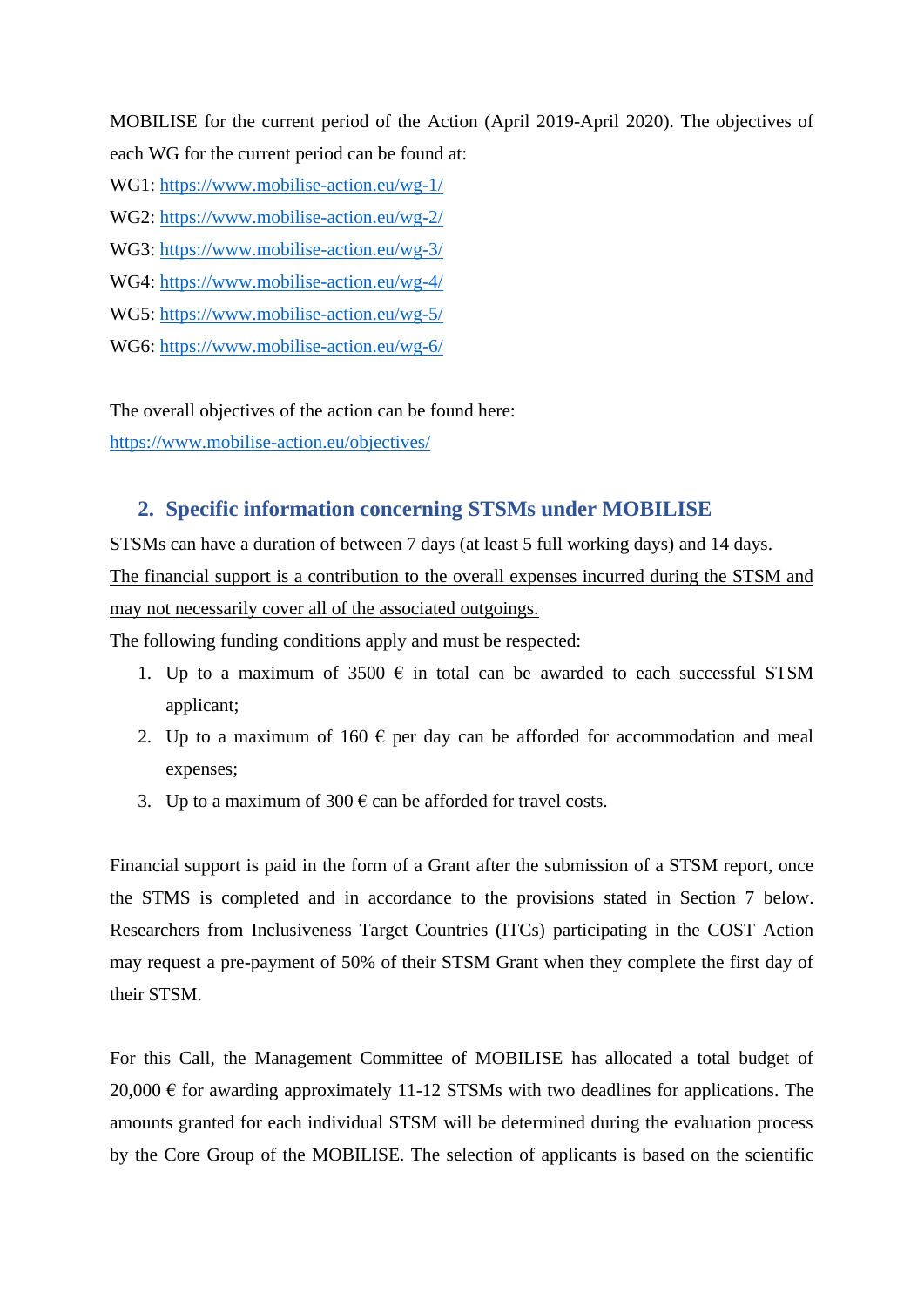MOBILISE for the current period of the Action (April 2019-April 2020). The objectives of each WG for the current period can be found at:

WG1: https://www.mobilise-action.eu/wg-1/

WG2: https://www.mobilise-action.eu/wg-2/

WG3: https://www.mobilise-action.eu/wg-3/

WG4: https://www.mobilise-action.eu/wg-4/

WG5: https://www.mobilise-action.eu/wg-5/

WG6: https://www.mobilise-action.eu/wg-6/

The overall objectives of the action can be found here:
https://www.mobilise-action.eu/objectives/

## 2. Specific information concerning STSMs under MOBILISE

STSMs can have a duration of between 7 days (at least 5 full working days) and 14 days.

The financial support is a contribution to the overall expenses incurred during the STSM and may not necessarily cover all of the associated outgoings.

The following funding conditions apply and must be respected:

1. Up to a maximum of 3500 € in total can be awarded to each successful STSM applicant;
2. Up to a maximum of 160 € per day can be afforded for accommodation and meal expenses;
3. Up to a maximum of 300 € can be afforded for travel costs.

Financial support is paid in the form of a Grant after the submission of a STSM report, once the STMS is completed and in accordance to the provisions stated in Section 7 below. Researchers from Inclusiveness Target Countries (ITCs) participating in the COST Action may request a pre-payment of 50% of their STSM Grant when they complete the first day of their STSM.

For this Call, the Management Committee of MOBILISE has allocated a total budget of 20,000 € for awarding approximately 11-12 STSMs with two deadlines for applications. The amounts granted for each individual STSM will be determined during the evaluation process by the Core Group of the MOBILISE. The selection of applicants is based on the scientific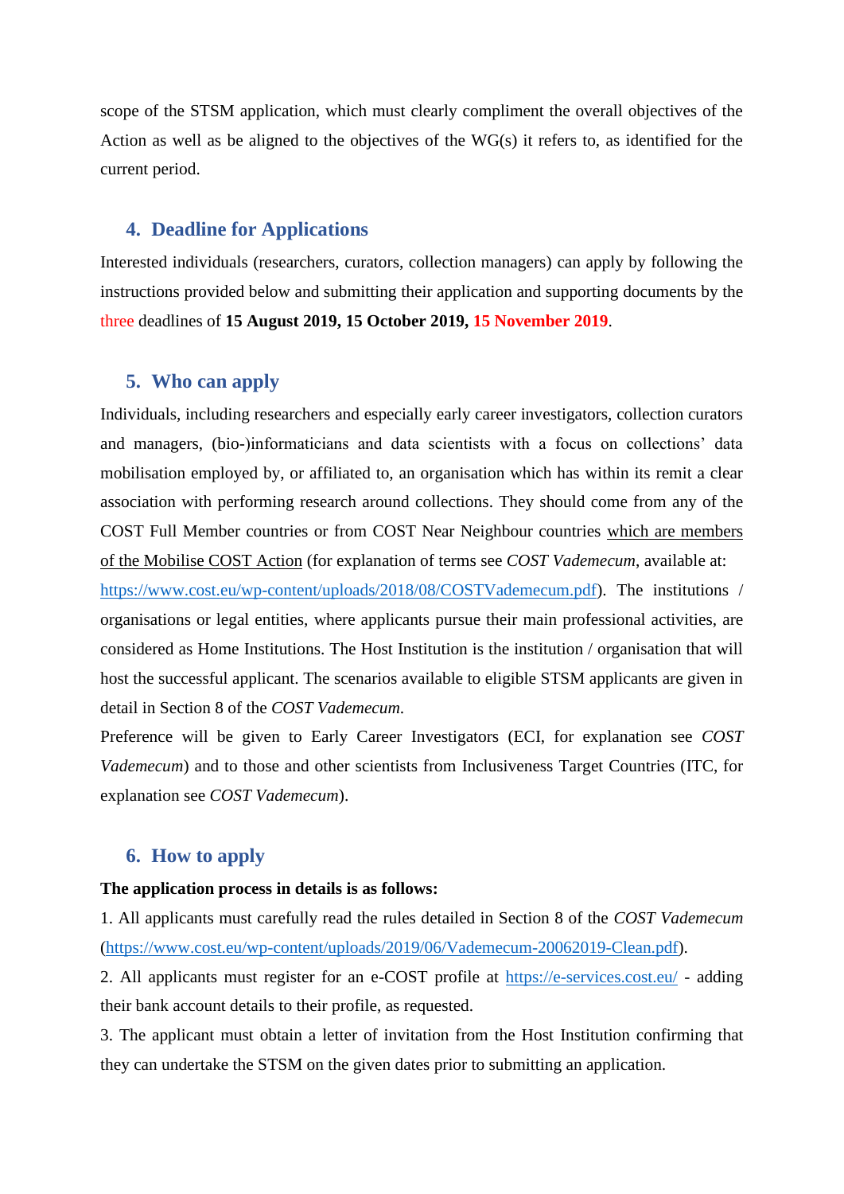scope of the STSM application, which must clearly compliment the overall objectives of the Action as well as be aligned to the objectives of the WG(s) it refers to, as identified for the current period.

## 4. Deadline for Applications

Interested individuals (researchers, curators, collection managers) can apply by following the instructions provided below and submitting their application and supporting documents by the three deadlines of **15 August 2019, 15 October 2019, 15 November 2019**.

## 5. Who can apply

Individuals, including researchers and especially early career investigators, collection curators and managers, (bio-)informaticians and data scientists with a focus on collections' data mobilisation employed by, or affiliated to, an organisation which has within its remit a clear association with performing research around collections. They should come from any of the COST Full Member countries or from COST Near Neighbour countries which are members of the Mobilise COST Action (for explanation of terms see *COST Vademecum*, available at: https://www.cost.eu/wp-content/uploads/2018/08/COSTVademecum.pdf). The institutions / organisations or legal entities, where applicants pursue their main professional activities, are considered as Home Institutions. The Host Institution is the institution / organisation that will host the successful applicant. The scenarios available to eligible STSM applicants are given in detail in Section 8 of the *COST Vademecum*.

Preference will be given to Early Career Investigators (ECI, for explanation see *COST Vademecum*) and to those and other scientists from Inclusiveness Target Countries (ITC, for explanation see *COST Vademecum*).

## 6. How to apply

**The application process in details is as follows:**

1. All applicants must carefully read the rules detailed in Section 8 of the *COST Vademecum* (https://www.cost.eu/wp-content/uploads/2019/06/Vademecum-20062019-Clean.pdf).

2. All applicants must register for an e-COST profile at https://e-services.cost.eu/ - adding their bank account details to their profile, as requested.

3. The applicant must obtain a letter of invitation from the Host Institution confirming that they can undertake the STSM on the given dates prior to submitting an application.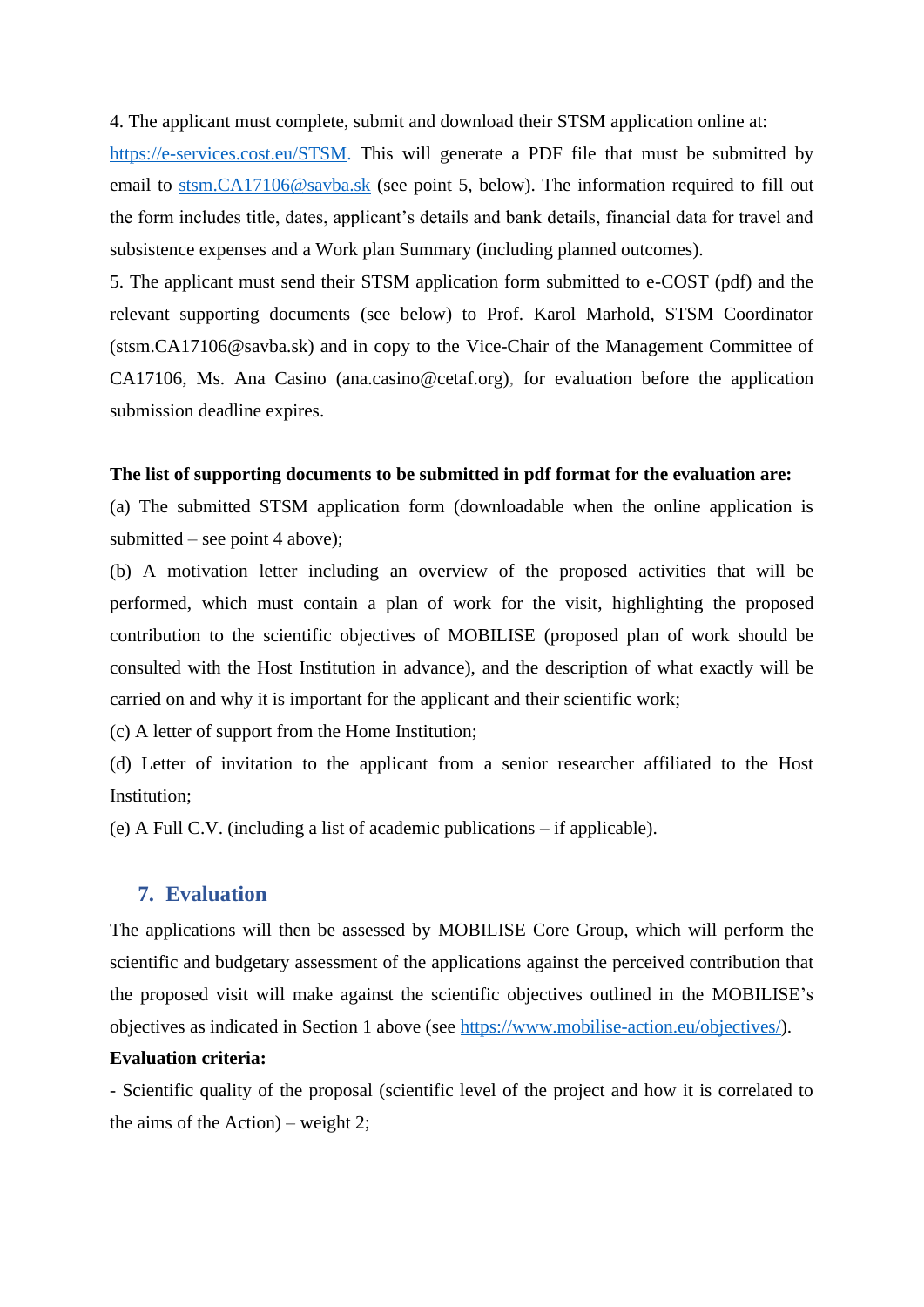4. The applicant must complete, submit and download their STSM application online at: https://e-services.cost.eu/STSM. This will generate a PDF file that must be submitted by email to stsm.CA17106@savba.sk (see point 5, below). The information required to fill out the form includes title, dates, applicant's details and bank details, financial data for travel and subsistence expenses and a Work plan Summary (including planned outcomes).

5. The applicant must send their STSM application form submitted to e-COST (pdf) and the relevant supporting documents (see below) to Prof. Karol Marhold, STSM Coordinator (stsm.CA17106@savba.sk) and in copy to the Vice-Chair of the Management Committee of CA17106, Ms. Ana Casino (ana.casino@cetaf.org), for evaluation before the application submission deadline expires.

**The list of supporting documents to be submitted in pdf format for the evaluation are:**

(a) The submitted STSM application form (downloadable when the online application is submitted – see point 4 above);

(b) A motivation letter including an overview of the proposed activities that will be performed, which must contain a plan of work for the visit, highlighting the proposed contribution to the scientific objectives of MOBILISE (proposed plan of work should be consulted with the Host Institution in advance), and the description of what exactly will be carried on and why it is important for the applicant and their scientific work;

(c) A letter of support from the Home Institution;

(d) Letter of invitation to the applicant from a senior researcher affiliated to the Host Institution;

(e) A Full C.V. (including a list of academic publications – if applicable).

## 7. Evaluation

The applications will then be assessed by MOBILISE Core Group, which will perform the scientific and budgetary assessment of the applications against the perceived contribution that the proposed visit will make against the scientific objectives outlined in the MOBILISE's objectives as indicated in Section 1 above (see https://www.mobilise-action.eu/objectives/).

**Evaluation criteria:**

- Scientific quality of the proposal (scientific level of the project and how it is correlated to the aims of the Action) – weight 2;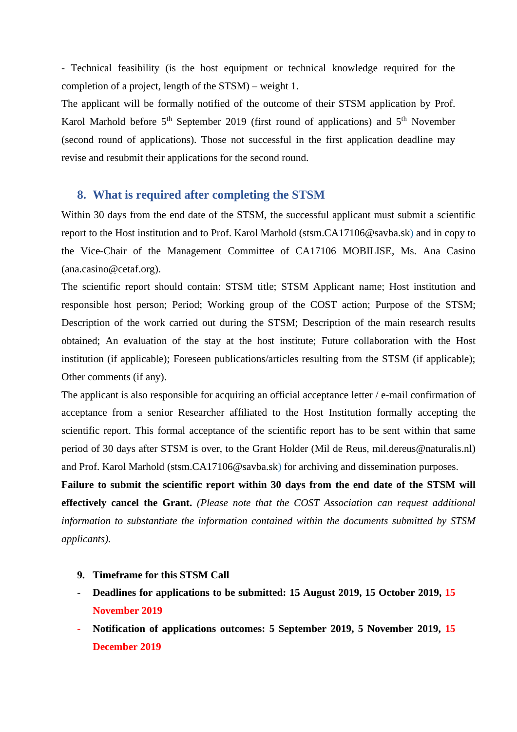- Technical feasibility (is the host equipment or technical knowledge required for the completion of a project, length of the STSM) – weight 1.

The applicant will be formally notified of the outcome of their STSM application by Prof. Karol Marhold before 5$^{th}$ September 2019 (first round of applications) and 5$^{th}$ November (second round of applications). Those not successful in the first application deadline may revise and resubmit their applications for the second round.

## 8. What is required after completing the STSM

Within 30 days from the end date of the STSM, the successful applicant must submit a scientific report to the Host institution and to Prof. Karol Marhold (stsm.CA17106@savba.sk) and in copy to the Vice-Chair of the Management Committee of CA17106 MOBILISE, Ms. Ana Casino (ana.casino@cetaf.org).

The scientific report should contain: STSM title; STSM Applicant name; Host institution and responsible host person; Period; Working group of the COST action; Purpose of the STSM; Description of the work carried out during the STSM; Description of the main research results obtained; An evaluation of the stay at the host institute; Future collaboration with the Host institution (if applicable); Foreseen publications/articles resulting from the STSM (if applicable); Other comments (if any).

The applicant is also responsible for acquiring an official acceptance letter / e-mail confirmation of acceptance from a senior Researcher affiliated to the Host Institution formally accepting the scientific report. This formal acceptance of the scientific report has to be sent within that same period of 30 days after STSM is over, to the Grant Holder (Mil de Reus, mil.dereus@naturalis.nl) and Prof. Karol Marhold (stsm.CA17106@savba.sk) for archiving and dissemination purposes.

**Failure to submit the scientific report within 30 days from the end date of the STSM will effectively cancel the Grant.** *(Please note that the COST Association can request additional information to substantiate the information contained within the documents submitted by STSM applicants).*

## 9. Timeframe for this STSM Call

- **Deadlines for applications to be submitted: 15 August 2019, 15 October 2019, 15 November 2019**
- **Notification of applications outcomes: 5 September 2019, 5 November 2019, 15 December 2019**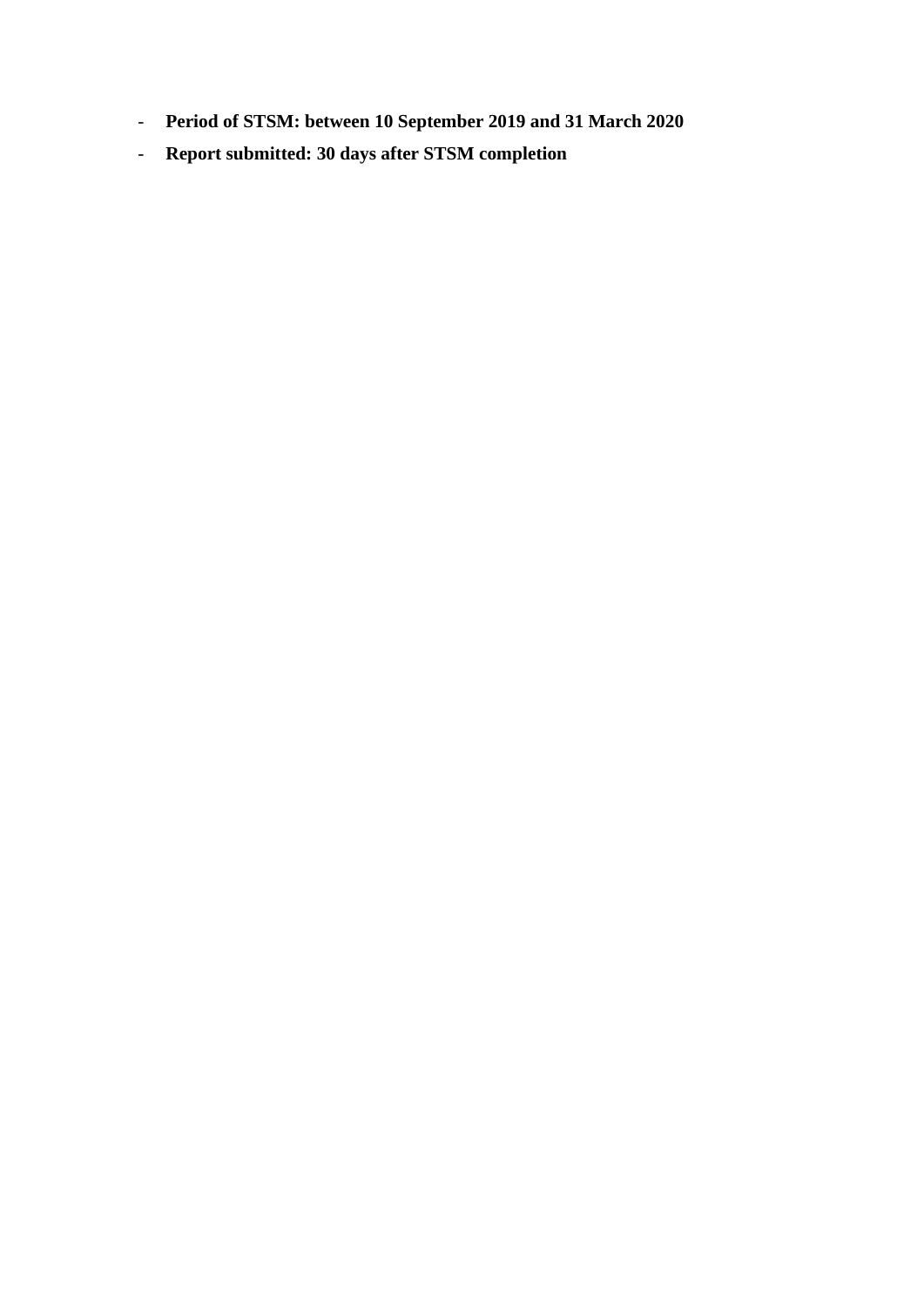- **Period of STSM: between 10 September 2019 and 31 March 2020**
- **Report submitted: 30 days after STSM completion**